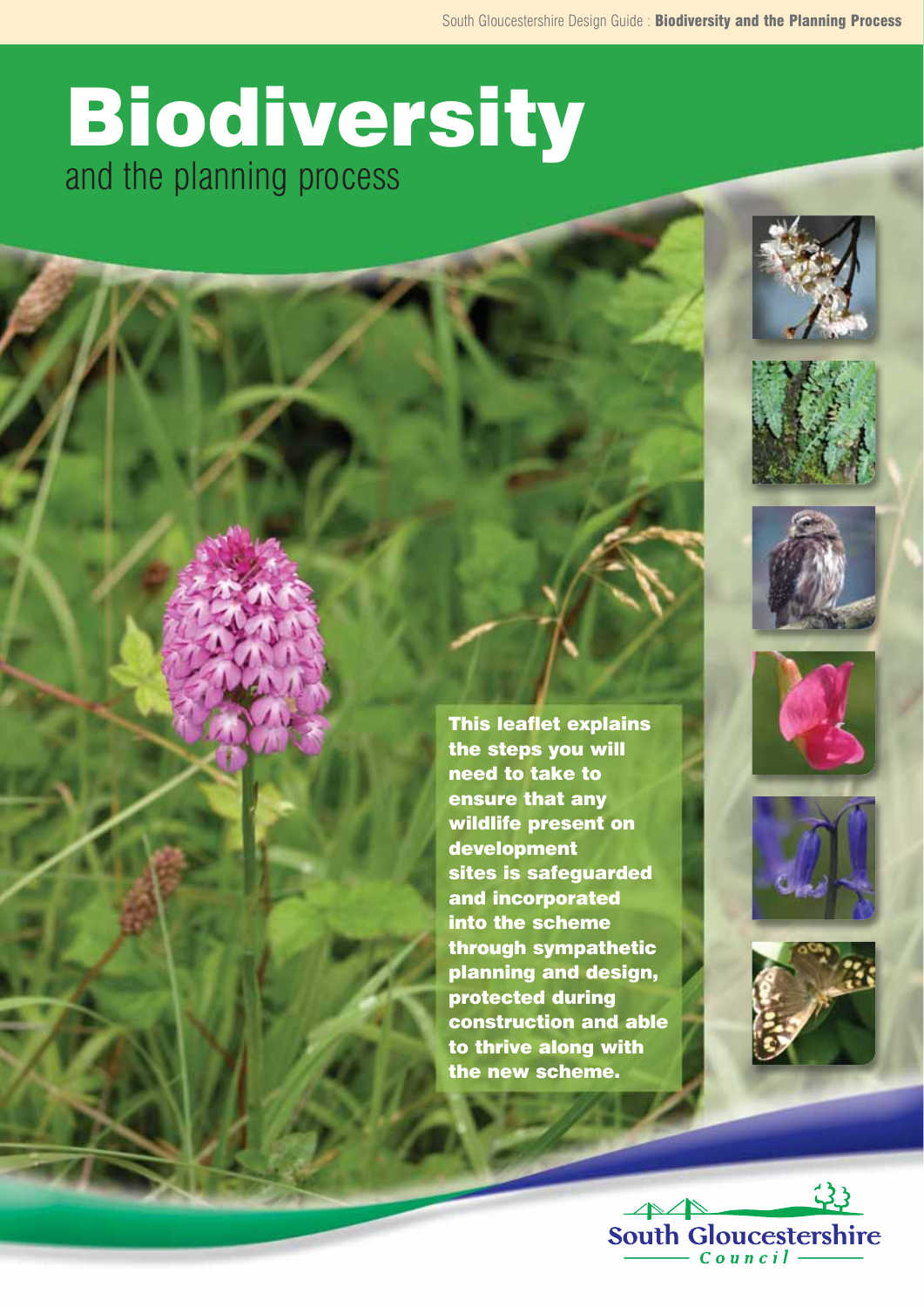# Biodiversity

## and the planning process

**This leaflet explains the steps you will need to take to ensure that any wildlife present on development sites is safeguarded and incorporated into the scheme through sympathetic planning and design, protected during construction and able to thrive along with the new scheme.**

South Gloucestershire Council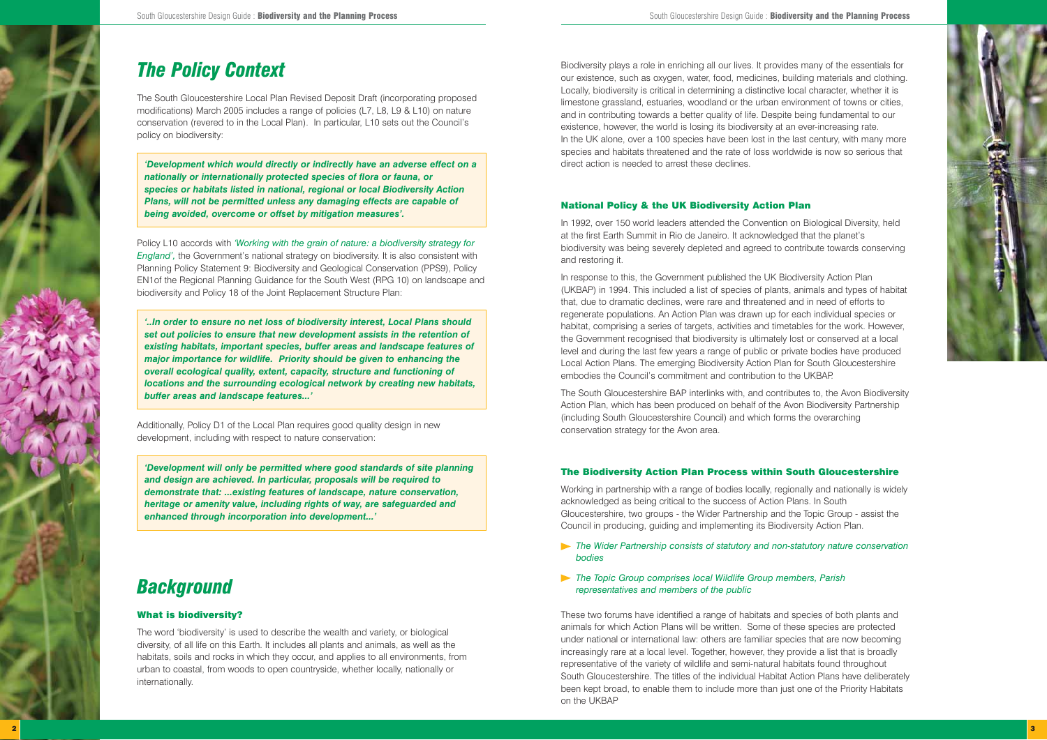# The Policy Context

The South Gloucestershire Local Plan Revised Deposit Draft (incorporating proposed modifications) March 2005 includes a range of policies (L7, L8, L9 & L10) on nature conservation (revered to in the Local Plan). In particular, L10 sets out the Council's policy on biodiversity:

> ***'Development which would directly or indirectly have an adverse effect on a nationally or internationally protected species of flora or fauna, or species or habitats listed in national, regional or local Biodiversity Action Plans, will not be permitted unless any damaging effects are capable of being avoided, overcome or offset by mitigation measures'.***

Policy L10 accords with *'Working with the grain of nature: a biodiversity strategy for England'*, the Government's national strategy on biodiversity. It is also consistent with Planning Policy Statement 9: Biodiversity and Geological Conservation (PPS9), Policy EN1of the Regional Planning Guidance for the South West (RPG 10) on landscape and biodiversity and Policy 18 of the Joint Replacement Structure Plan:

> ***'..In order to ensure no net loss of biodiversity interest, Local Plans should set out policies to ensure that new development assists in the retention of existing habitats, important species, buffer areas and landscape features of major importance for wildlife. Priority should be given to enhancing the overall ecological quality, extent, capacity, structure and functioning of locations and the surrounding ecological network by creating new habitats, buffer areas and landscape features...'***

Additionally, Policy D1 of the Local Plan requires good quality design in new development, including with respect to nature conservation:

> ***'Development will only be permitted where good standards of site planning and design are achieved. In particular, proposals will be required to demonstrate that: ...existing features of landscape, nature conservation, heritage or amenity value, including rights of way, are safeguarded and enhanced through incorporation into development...'***

# Background

### What is biodiversity?

The word 'biodiversity' is used to describe the wealth and variety, or biological diversity, of all life on this Earth. It includes all plants and animals, as well as the habitats, soils and rocks in which they occur, and applies to all environments, from urban to coastal, from woods to open countryside, whether locally, nationally or internationally.

Biodiversity plays a role in enriching all our lives. It provides many of the essentials for our existence, such as oxygen, water, food, medicines, building materials and clothing. Locally, biodiversity is critical in determining a distinctive local character, whether it is limestone grassland, estuaries, woodland or the urban environment of towns or cities, and in contributing towards a better quality of life. Despite being fundamental to our existence, however, the world is losing its biodiversity at an ever-increasing rate. In the UK alone, over a 100 species have been lost in the last century, with many more species and habitats threatened and the rate of loss worldwide is now so serious that direct action is needed to arrest these declines.

### National Policy & the UK Biodiversity Action Plan

In 1992, over 150 world leaders attended the Convention on Biological Diversity, held at the first Earth Summit in Rio de Janeiro. It acknowledged that the planet's biodiversity was being severely depleted and agreed to contribute towards conserving and restoring it.

In response to this, the Government published the UK Biodiversity Action Plan (UKBAP) in 1994. This included a list of species of plants, animals and types of habitat that, due to dramatic declines, were rare and threatened and in need of efforts to regenerate populations. An Action Plan was drawn up for each individual species or habitat, comprising a series of targets, activities and timetables for the work. However, the Government recognised that biodiversity is ultimately lost or conserved at a local level and during the last few years a range of public or private bodies have produced Local Action Plans. The emerging Biodiversity Action Plan for South Gloucestershire embodies the Council's commitment and contribution to the UKBAP.

The South Gloucestershire BAP interlinks with, and contributes to, the Avon Biodiversity Action Plan, which has been produced on behalf of the Avon Biodiversity Partnership (including South Gloucestershire Council) and which forms the overarching conservation strategy for the Avon area.

### The Biodiversity Action Plan Process within South Gloucestershire

Working in partnership with a range of bodies locally, regionally and nationally is widely acknowledged as being critical to the success of Action Plans. In South Gloucestershire, two groups - the Wider Partnership and the Topic Group - assist the Council in producing, guiding and implementing its Biodiversity Action Plan.

- *The Wider Partnership consists of statutory and non-statutory nature conservation bodies*
- *The Topic Group comprises local Wildlife Group members, Parish representatives and members of the public*

These two forums have identified a range of habitats and species of both plants and animals for which Action Plans will be written. Some of these species are protected under national or international law: others are familiar species that are now becoming increasingly rare at a local level. Together, however, they provide a list that is broadly representative of the variety of wildlife and semi-natural habitats found throughout South Gloucestershire. The titles of the individual Habitat Action Plans have deliberately been kept broad, to enable them to include more than just one of the Priority Habitats on the UKBAP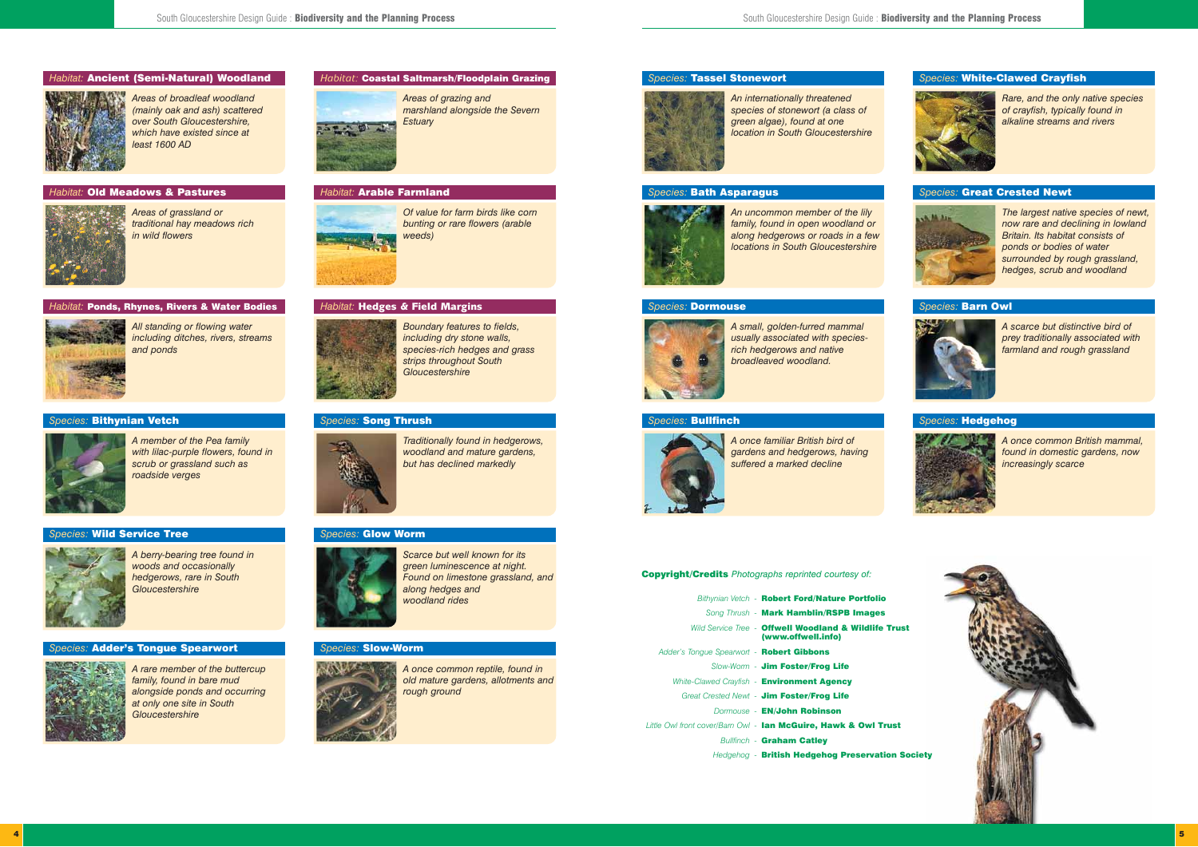### *Habitat:* **Ancient (Semi-Natural) Woodland**

*Areas of broadleaf woodland (mainly oak and ash) scattered over South Gloucestershire, which have existed since at least 1600 AD*

### *Habitat:* **Coastal Saltmarsh/Floodplain Grazing**

*Areas of grazing and marshland alongside the Severn Estuary*

### *Habitat:* **Old Meadows & Pastures**

*Areas of grassland or traditional hay meadows rich in wild flowers*

### *Habitat:* **Arable Farmland**

*Of value for farm birds like corn bunting or rare flowers (arable weeds)*

### *Habitat:* **Ponds, Rhynes, Rivers & Water Bodies**

*All standing or flowing water including ditches, rivers, streams and ponds*

### *Habitat:* **Hedges & Field Margins**

*Boundary features to fields, including dry stone walls, species-rich hedges and grass strips throughout South Gloucestershire*

### *Species:* **Bithynian Vetch**

*A member of the Pea family with lilac-purple flowers, found in scrub or grassland such as roadside verges*

### *Species:* **Song Thrush**

*Traditionally found in hedgerows, woodland and mature gardens, but has declined markedly*

### *Species:* **Wild Service Tree**

*A berry-bearing tree found in woods and occasionally hedgerows, rare in South Gloucestershire*

### *Species:* **Glow Worm**

*Scarce but well known for its green luminescence at night. Found on limestone grassland, and along hedges and woodland rides*

### *Species:* **Adder's Tongue Spearwort**

*A rare member of the buttercup family, found in bare mud alongside ponds and occurring at only one site in South Gloucestershire*

### *Species:* **Slow-Worm**

*A once common reptile, found in old mature gardens, allotments and rough ground*

### *Species:* **Tassel Stonewort**

*An internationally threatened species of stonewort (a class of green algae), found at one location in South Gloucestershire*

### *Species:* **White-Clawed Crayfish**

*Rare, and the only native species of crayfish, typically found in alkaline streams and rivers*

### *Species:* **Bath Asparagus**

*An uncommon member of the lily family, found in open woodland or along hedgerows or roads in a few locations in South Gloucestershire*

### *Species:* **Great Crested Newt**

*The largest native species of newt, now rare and declining in lowland Britain. Its habitat consists of ponds or bodies of water surrounded by rough grassland, hedges, scrub and woodland*

### *Species:* **Dormouse**

*A small, golden-furred mammal usually associated with species-rich hedgerows and native broadleaved woodland.*

### *Species:* **Barn Owl**

*A scarce but distinctive bird of prey traditionally associated with farmland and rough grassland*

### *Species:* **Bullfinch**

*A once familiar British bird of gardens and hedgerows, having suffered a marked decline*

### *Species:* **Hedgehog**

*A once common British mammal, found in domestic gardens, now increasingly scarce*

**Copyright/Credits** *Photographs reprinted courtesy of:*

- *Bithynian Vetch* - **Robert Ford/Nature Portfolio**
- *Song Thrush* - **Mark Hamblin/RSPB Images**
- *Wild Service Tree* - **Offwell Woodland & Wildlife Trust (www.offwell.info)**
- *Adder's Tongue Spearwort* - **Robert Gibbons**
- *Slow-Worm* - **Jim Foster/Frog Life**
- *White-Clawed Crayfish* - **Environment Agency**
- *Great Crested Newt* - **Jim Foster/Frog Life**
- *Dormouse* - **EN/John Robinson**
- *Little Owl front cover/Barn Owl* - **Ian McGuire, Hawk & Owl Trust**
- *Bullfinch* - **Graham Catley**
- *Hedgehog* - **British Hedgehog Preservation Society**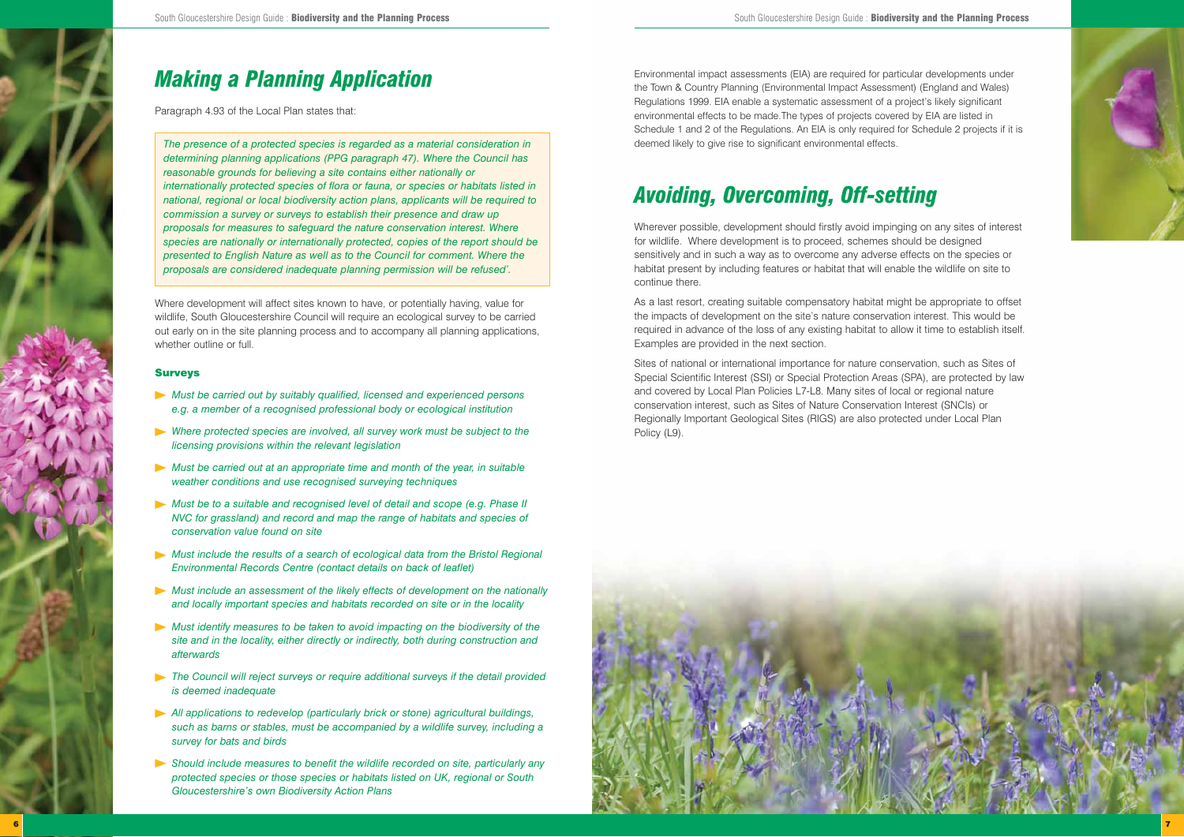# *Making a Planning Application*

Paragraph 4.93 of the Local Plan states that:

> *The presence of a protected species is regarded as a material consideration in determining planning applications (PPG paragraph 47). Where the Council has reasonable grounds for believing a site contains either nationally or internationally protected species of flora or fauna, or species or habitats listed in national, regional or local biodiversity action plans, applicants will be required to commission a survey or surveys to establish their presence and draw up proposals for measures to safeguard the nature conservation interest. Where species are nationally or internationally protected, copies of the report should be presented to English Nature as well as to the Council for comment. Where the proposals are considered inadequate planning permission will be refused'.*

Where development will affect sites known to have, or potentially having, value for wildlife, South Gloucestershire Council will require an ecological survey to be carried out early on in the site planning process and to accompany all planning applications, whether outline or full.

### Surveys

- *Must be carried out by suitably qualified, licensed and experienced persons e.g. a member of a recognised professional body or ecological institution*
- *Where protected species are involved, all survey work must be subject to the licensing provisions within the relevant legislation*
- *Must be carried out at an appropriate time and month of the year, in suitable weather conditions and use recognised surveying techniques*
- *Must be to a suitable and recognised level of detail and scope (e.g. Phase II NVC for grassland) and record and map the range of habitats and species of conservation value found on site*
- *Must include the results of a search of ecological data from the Bristol Regional Environmental Records Centre (contact details on back of leaflet)*
- *Must include an assessment of the likely effects of development on the nationally and locally important species and habitats recorded on site or in the locality*
- *Must identify measures to be taken to avoid impacting on the biodiversity of the site and in the locality, either directly or indirectly, both during construction and afterwards*
- *The Council will reject surveys or require additional surveys if the detail provided is deemed inadequate*
- *All applications to redevelop (particularly brick or stone) agricultural buildings, such as barns or stables, must be accompanied by a wildlife survey, including a survey for bats and birds*
- *Should include measures to benefit the wildlife recorded on site, particularly any protected species or those species or habitats listed on UK, regional or South Gloucestershire's own Biodiversity Action Plans*

Environmental impact assessments (EIA) are required for particular developments under the Town & Country Planning (Environmental Impact Assessment) (England and Wales) Regulations 1999. EIA enable a systematic assessment of a project's likely significant environmental effects to be made.The types of projects covered by EIA are listed in Schedule 1 and 2 of the Regulations. An EIA is only required for Schedule 2 projects if it is deemed likely to give rise to significant environmental effects.

# *Avoiding, Overcoming, Off-setting*

Wherever possible, development should firstly avoid impinging on any sites of interest for wildlife. Where development is to proceed, schemes should be designed sensitively and in such a way as to overcome any adverse effects on the species or habitat present by including features or habitat that will enable the wildlife on site to continue there.

As a last resort, creating suitable compensatory habitat might be appropriate to offset the impacts of development on the site's nature conservation interest. This would be required in advance of the loss of any existing habitat to allow it time to establish itself. Examples are provided in the next section.

Sites of national or international importance for nature conservation, such as Sites of Special Scientific Interest (SSI) or Special Protection Areas (SPA), are protected by law and covered by Local Plan Policies L7-L8. Many sites of local or regional nature conservation interest, such as Sites of Nature Conservation Interest (SNCIs) or Regionally Important Geological Sites (RIGS) are also protected under Local Plan Policy (L9).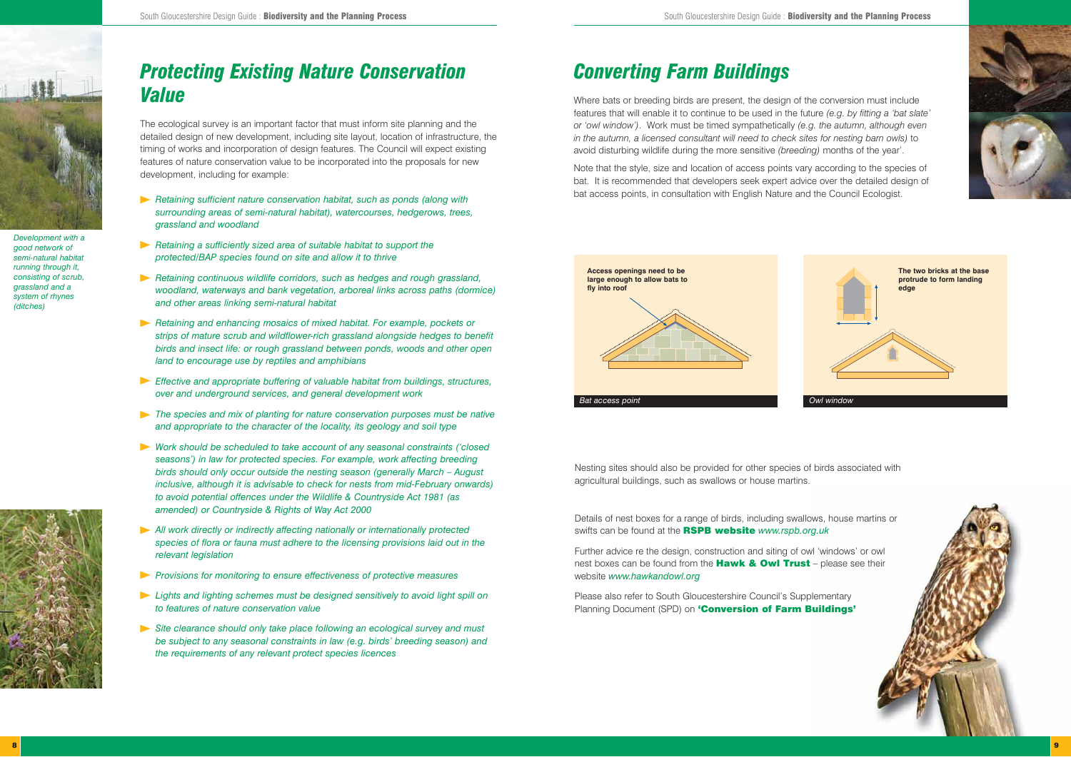# Protecting Existing Nature Conservation Value

The ecological survey is an important factor that must inform site planning and the detailed design of new development, including site layout, location of infrastructure, the timing of works and incorporation of design features. The Council will expect existing features of nature conservation value to be incorporated into the proposals for new development, including for example:

- *Retaining sufficient nature conservation habitat, such as ponds (along with surrounding areas of semi-natural habitat), watercourses, hedgerows, trees, grassland and woodland*
- *Retaining a sufficiently sized area of suitable habitat to support the protected/BAP species found on site and allow it to thrive*
- *Retaining continuous wildlife corridors, such as hedges and rough grassland, woodland, waterways and bank vegetation, arboreal links across paths (dormice) and other areas linking semi-natural habitat*
- *Retaining and enhancing mosaics of mixed habitat. For example, pockets or strips of mature scrub and wildflower-rich grassland alongside hedges to benefit birds and insect life: or rough grassland between ponds, woods and other open land to encourage use by reptiles and amphibians*
- *Effective and appropriate buffering of valuable habitat from buildings, structures, over and underground services, and general development work*
- *The species and mix of planting for nature conservation purposes must be native and appropriate to the character of the locality, its geology and soil type*
- *Work should be scheduled to take account of any seasonal constraints ('closed seasons') in law for protected species. For example, work affecting breeding birds should only occur outside the nesting season (generally March – August inclusive, although it is advisable to check for nests from mid-February onwards) to avoid potential offences under the Wildlife & Countryside Act 1981 (as amended) or Countryside & Rights of Way Act 2000*
- *All work directly or indirectly affecting nationally or internationally protected species of flora or fauna must adhere to the licensing provisions laid out in the relevant legislation*
- *Provisions for monitoring to ensure effectiveness of protective measures*
- *Lights and lighting schemes must be designed sensitively to avoid light spill on to features of nature conservation value*
- *Site clearance should only take place following an ecological survey and must be subject to any seasonal constraints in law (e.g. birds' breeding season) and the requirements of any relevant protect species licences*

*Development with a good network of semi-natural habitat running through it, consisting of scrub, grassland and a system of rhynes (ditches)*

# Converting Farm Buildings

Where bats or breeding birds are present, the design of the conversion must include features that will enable it to continue to be used in the future *(e.g. by fitting a 'bat slate' or 'owl window')*. Work must be timed sympathetically *(e.g. the autumn, although even in the autumn, a licensed consultant will need to check sites for nesting barn owls)* to avoid disturbing wildlife during the more sensitive *(breeding)* months of the year'.

Note that the style, size and location of access points vary according to the species of bat. It is recommended that developers seek expert advice over the detailed design of bat access points, in consultation with English Nature and the Council Ecologist.

**Access openings need to be large enough to allow bats to fly into roof**

*Bat access point*

**The two bricks at the base protrude to form landing edge**

*Owl window*

Nesting sites should also be provided for other species of birds associated with agricultural buildings, such as swallows or house martins.

Details of nest boxes for a range of birds, including swallows, house martins or swifts can be found at the **RSPB website** *www.rspb.org.uk*

Further advice re the design, construction and siting of owl 'windows' or owl nest boxes can be found from the **Hawk & Owl Trust** – please see their website *www.hawkandowl.org*

Please also refer to South Gloucestershire Council's Supplementary Planning Document (SPD) on **'Conversion of Farm Buildings'**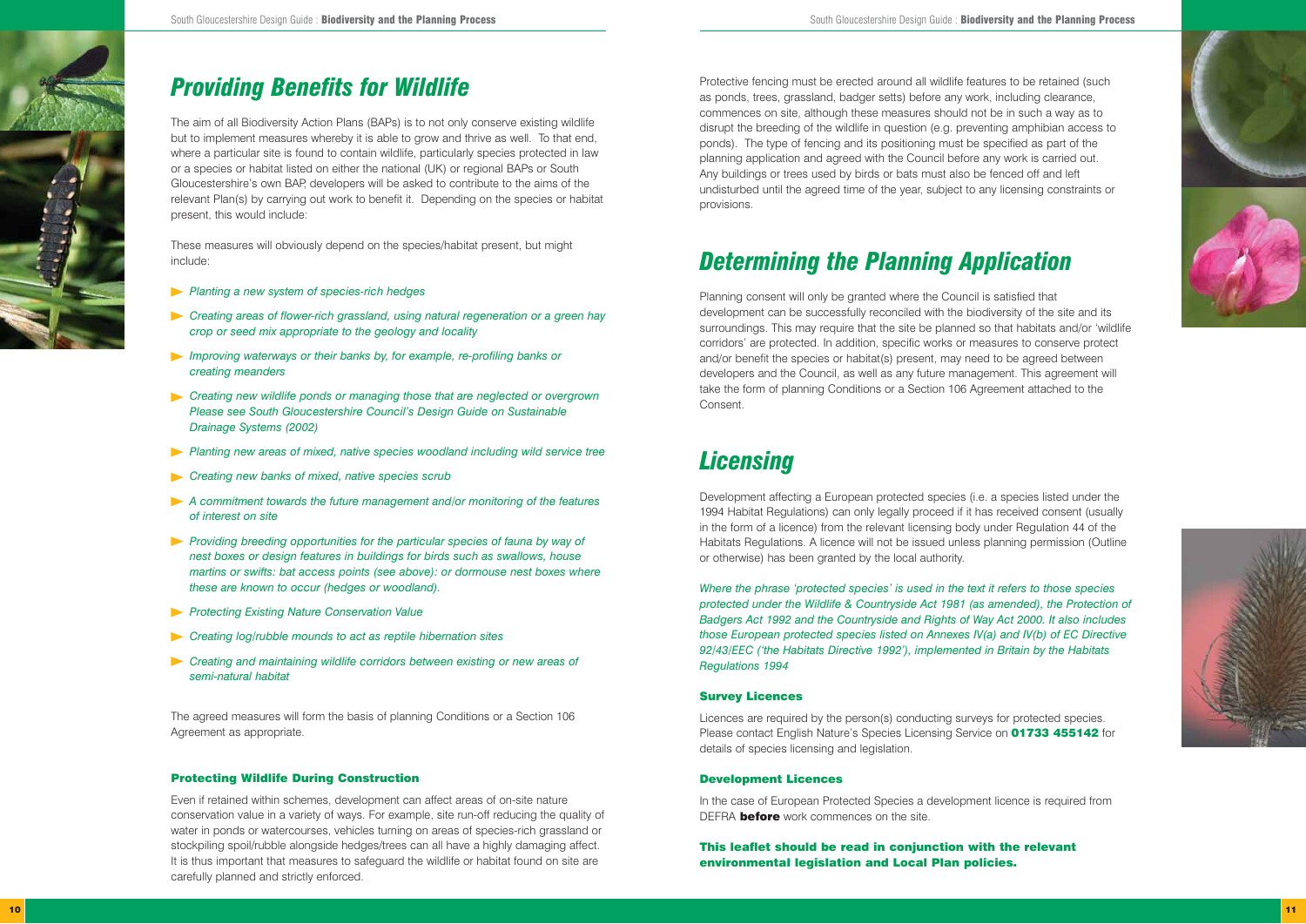## *Providing Benefits for Wildlife*

The aim of all Biodiversity Action Plans (BAPs) is to not only conserve existing wildlife but to implement measures whereby it is able to grow and thrive as well. To that end, where a particular site is found to contain wildlife, particularly species protected in law or a species or habitat listed on either the national (UK) or regional BAPs or South Gloucestershire's own BAP, developers will be asked to contribute to the aims of the relevant Plan(s) by carrying out work to benefit it. Depending on the species or habitat present, this would include:

These measures will obviously depend on the species/habitat present, but might include:

- *Planting a new system of species-rich hedges*
- *Creating areas of flower-rich grassland, using natural regeneration or a green hay crop or seed mix appropriate to the geology and locality*
- *Improving waterways or their banks by, for example, re-profiling banks or creating meanders*
- *Creating new wildlife ponds or managing those that are neglected or overgrown Please see South Gloucestershire Council's Design Guide on Sustainable Drainage Systems (2002)*
- *Planting new areas of mixed, native species woodland including wild service tree*
- *Creating new banks of mixed, native species scrub*
- *A commitment towards the future management and/or monitoring of the features of interest on site*
- *Providing breeding opportunities for the particular species of fauna by way of nest boxes or design features in buildings for birds such as swallows, house martins or swifts: bat access points (see above): or dormouse nest boxes where these are known to occur (hedges or woodland).*
- *Protecting Existing Nature Conservation Value*
- *Creating log/rubble mounds to act as reptile hibernation sites*
- *Creating and maintaining wildlife corridors between existing or new areas of semi-natural habitat*

The agreed measures will form the basis of planning Conditions or a Section 106 Agreement as appropriate.

### Protecting Wildlife During Construction

Even if retained within schemes, development can affect areas of on-site nature conservation value in a variety of ways. For example, site run-off reducing the quality of water in ponds or watercourses, vehicles turning on areas of species-rich grassland or stockpiling spoil/rubble alongside hedges/trees can all have a highly damaging affect. It is thus important that measures to safeguard the wildlife or habitat found on site are carefully planned and strictly enforced.

Protective fencing must be erected around all wildlife features to be retained (such as ponds, trees, grassland, badger setts) before any work, including clearance, commences on site, although these measures should not be in such a way as to disrupt the breeding of the wildlife in question (e.g. preventing amphibian access to ponds). The type of fencing and its positioning must be specified as part of the planning application and agreed with the Council before any work is carried out. Any buildings or trees used by birds or bats must also be fenced off and left undisturbed until the agreed time of the year, subject to any licensing constraints or provisions.

## *Determining the Planning Application*

Planning consent will only be granted where the Council is satisfied that development can be successfully reconciled with the biodiversity of the site and its surroundings. This may require that the site be planned so that habitats and/or 'wildlife corridors' are protected. In addition, specific works or measures to conserve protect and/or benefit the species or habitat(s) present, may need to be agreed between developers and the Council, as well as any future management. This agreement will take the form of planning Conditions or a Section 106 Agreement attached to the Consent.

## *Licensing*

Development affecting a European protected species (i.e. a species listed under the 1994 Habitat Regulations) can only legally proceed if it has received consent (usually in the form of a licence) from the relevant licensing body under Regulation 44 of the Habitats Regulations. A licence will not be issued unless planning permission (Outline or otherwise) has been granted by the local authority.

*Where the phrase 'protected species' is used in the text it refers to those species protected under the Wildlife & Countryside Act 1981 (as amended), the Protection of Badgers Act 1992 and the Countryside and Rights of Way Act 2000. It also includes those European protected species listed on Annexes IV(a) and IV(b) of EC Directive 92/43/EEC ('the Habitats Directive 1992'), implemented in Britain by the Habitats Regulations 1994*

### Survey Licences

Licences are required by the person(s) conducting surveys for protected species. Please contact English Nature's Species Licensing Service on **01733 455142** for details of species licensing and legislation.

### Development Licences

In the case of European Protected Species a development licence is required from DEFRA **before** work commences on the site.

**This leaflet should be read in conjunction with the relevant environmental legislation and Local Plan policies.**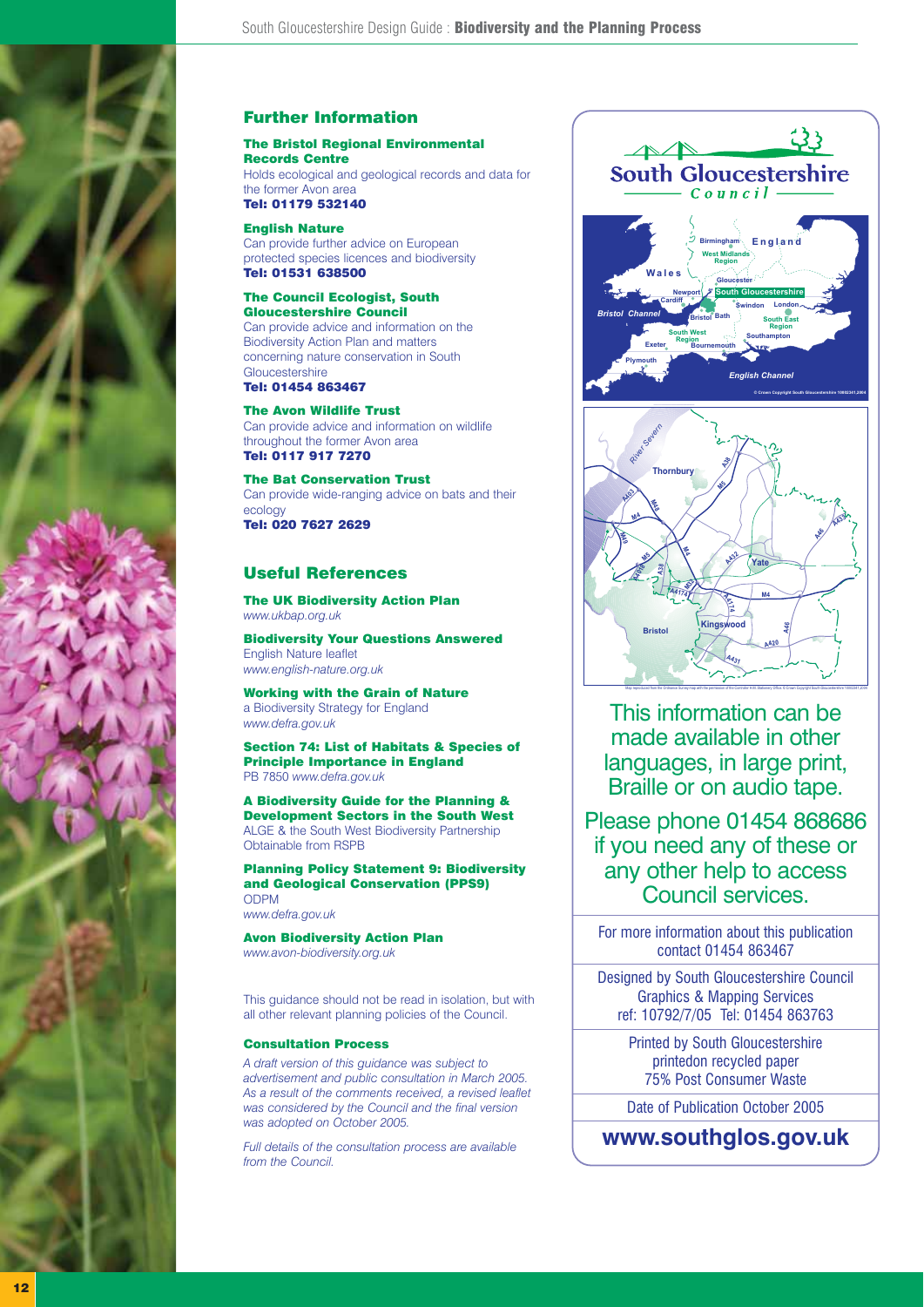## Further Information

**The Bristol Regional Environmental Records Centre**
Holds ecological and geological records and data for the former Avon area
**Tel: 01179 532140**

**English Nature**
Can provide further advice on European protected species licences and biodiversity
**Tel: 01531 638500**

**The Council Ecologist, South Gloucestershire Council**
Can provide advice and information on the Biodiversity Action Plan and matters concerning nature conservation in South Gloucestershire
**Tel: 01454 863467**

**The Avon Wildlife Trust**
Can provide advice and information on wildlife throughout the former Avon area
**Tel: 0117 917 7270**

**The Bat Conservation Trust**
Can provide wide-ranging advice on bats and their ecology
**Tel: 020 7627 2629**

## Useful References

**The UK Biodiversity Action Plan**
*www.ukbap.org.uk*

**Biodiversity Your Questions Answered**
English Nature leaflet
*www.english-nature.org.uk*

**Working with the Grain of Nature**
a Biodiversity Strategy for England
*www.defra.gov.uk*

**Section 74: List of Habitats & Species of Principle Importance in England**
PB 7850 *www.defra.gov.uk*

**A Biodiversity Guide for the Planning & Development Sectors in the South West**
ALGE & the South West Biodiversity Partnership
Obtainable from RSPB

**Planning Policy Statement 9: Biodiversity and Geological Conservation (PPS9)**
ODPM
*www.defra.gov.uk*

**Avon Biodiversity Action Plan**
*www.avon-biodiversity.org.uk*

This guidance should not be read in isolation, but with all other relevant planning policies of the Council.

### Consultation Process

*A draft version of this guidance was subject to advertisement and public consultation in March 2005. As a result of the comments received, a revised leaflet was considered by the Council and the final version was adopted on October 2005.*

*Full details of the consultation process are available from the Council.*

South Gloucestershire Council

This information can be made available in other languages, in large print, Braille or on audio tape.

Please phone 01454 868686 if you need any of these or any other help to access Council services.

For more information about this publication contact 01454 863467

Designed by South Gloucestershire Council Graphics & Mapping Services ref: 10792/7/05 Tel: 01454 863763

Printed by South Gloucestershire printedon recycled paper 75% Post Consumer Waste

Date of Publication October 2005

**www.southglos.gov.uk**